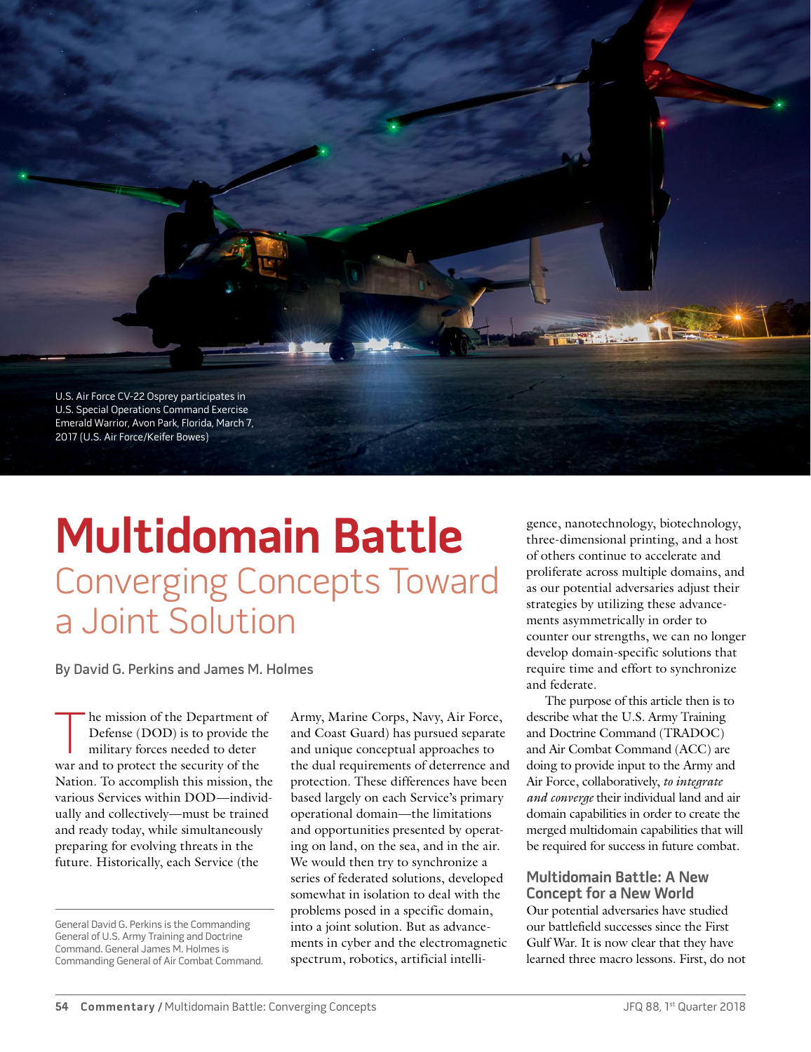U.S. Air Force CV-22 Osprey participates in U.S. Special Operations Command Exercise Emerald Warrior, Avon Park, Florida, March 7, 2017 (U.S. Air Force/Keifer Bowes)

# Multidomain Battle

## Converging Concepts Toward a Joint Solution

By David G. Perkins and James M. Holmes

The mission of the Department of Defense (DOD) is to provide the military forces needed to deter war and to protect the security of the Nation. To accomplish this mission, the various Services within DOD—individually and collectively—must be trained and ready today, while simultaneously preparing for evolving threats in the future. Historically, each Service (the Army, Marine Corps, Navy, Air Force, and Coast Guard) has pursued separate and unique conceptual approaches to the dual requirements of deterrence and protection. These differences have been based largely on each Service's primary operational domain—the limitations and opportunities presented by operating on land, on the sea, and in the air. We would then try to synchronize a series of federated solutions, developed somewhat in isolation to deal with the problems posed in a specific domain, into a joint solution. But as advancements in cyber and the electromagnetic spectrum, robotics, artificial intelligence, nanotechnology, biotechnology, three-dimensional printing, and a host of others continue to accelerate and proliferate across multiple domains, and as our potential adversaries adjust their strategies by utilizing these advancements asymmetrically in order to counter our strengths, we can no longer develop domain-specific solutions that require time and effort to synchronize and federate.

General David G. Perkins is the Commanding General of U.S. Army Training and Doctrine Command. General James M. Holmes is Commanding General of Air Combat Command.

The purpose of this article then is to describe what the U.S. Army Training and Doctrine Command (TRADOC) and Air Combat Command (ACC) are doing to provide input to the Army and Air Force, collaboratively, *to integrate and converge* their individual land and air domain capabilities in order to create the merged multidomain capabilities that will be required for success in future combat.

### Multidomain Battle: A New Concept for a New World

Our potential adversaries have studied our battlefield successes since the First Gulf War. It is now clear that they have learned three macro lessons. First, do not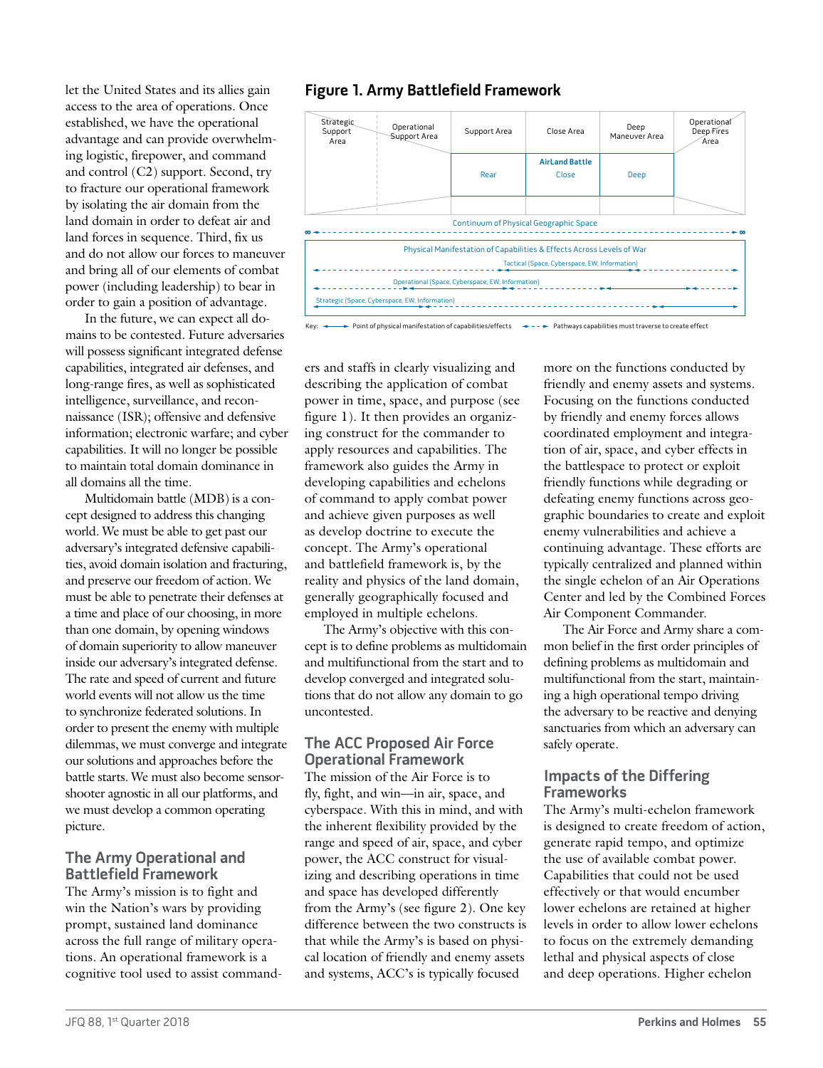let the United States and its allies gain access to the area of operations. Once established, we have the operational advantage and can provide overwhelming logistic, firepower, and command and control (C2) support. Second, try to fracture our operational framework by isolating the air domain from the land domain in order to defeat air and land forces in sequence. Third, fix us and do not allow our forces to maneuver and bring all of our elements of combat power (including leadership) to bear in order to gain a position of advantage.

In the future, we can expect all domains to be contested. Future adversaries will possess significant integrated defense capabilities, integrated air defenses, and long-range fires, as well as sophisticated intelligence, surveillance, and reconnaissance (ISR); offensive and defensive information; electronic warfare; and cyber capabilities. It will no longer be possible to maintain total domain dominance in all domains all the time.

Multidomain battle (MDB) is a concept designed to address this changing world. We must be able to get past our adversary's integrated defensive capabilities, avoid domain isolation and fracturing, and preserve our freedom of action. We must be able to penetrate their defenses at a time and place of our choosing, in more than one domain, by opening windows of domain superiority to allow maneuver inside our adversary's integrated defense. The rate and speed of current and future world events will not allow us the time to synchronize federated solutions. In order to present the enemy with multiple dilemmas, we must converge and integrate our solutions and approaches before the battle starts. We must also become sensor-shooter agnostic in all our platforms, and we must develop a common operating picture.

## The Army Operational and Battlefield Framework

The Army's mission is to fight and win the Nation's wars by providing prompt, sustained land dominance across the full range of military operations. An operational framework is a cognitive tool used to assist commanders and staffs in clearly visualizing and describing the application of combat power in time, space, and purpose (see figure 1). It then provides an organizing construct for the commander to apply resources and capabilities. The framework also guides the Army in developing capabilities and echelons of command to apply combat power and achieve given purposes as well as develop doctrine to execute the concept. The Army's operational and battlefield framework is, by the reality and physics of the land domain, generally geographically focused and employed in multiple echelons.

The Army's objective with this concept is to define problems as multidomain and multifunctional from the start and to develop converged and integrated solutions that do not allow any domain to go uncontested.

**Figure 1. Army Battlefield Framework**

Strategic Support Area
Operational Support Area
Support Area
Close Area
Deep Maneuver Area
Operational Deep Fires Area
AirLand Battle
Rear
Close
Deep
Continuum of Physical Geographic Space
∞
∞
Physical Manifestation of Capabilities & Effects Across Levels of War
Tactical (Space, Cyberspace, EW, Information)
Operational (Space, Cyberspace, EW, Information)
Strategic (Space, Cyberspace, EW, Information)
Key: Point of physical manifestation of capabilities/effects
Pathways capabilities must traverse to create effect

## The ACC Proposed Air Force Operational Framework

The mission of the Air Force is to fly, fight, and win—in air, space, and cyberspace. With this in mind, and with the inherent flexibility provided by the range and speed of air, space, and cyber power, the ACC construct for visualizing and describing operations in time and space has developed differently from the Army's (see figure 2). One key difference between the two constructs is that while the Army's is based on physical location of friendly and enemy assets and systems, ACC's is typically focused more on the functions conducted by friendly and enemy assets and systems. Focusing on the functions conducted by friendly and enemy forces allows coordinated employment and integration of air, space, and cyber effects in the battlespace to protect or exploit friendly functions while degrading or defeating enemy functions across geographic boundaries to create and exploit enemy vulnerabilities and achieve a continuing advantage. These efforts are typically centralized and planned within the single echelon of an Air Operations Center and led by the Combined Forces Air Component Commander.

The Air Force and Army share a common belief in the first order principles of defining problems as multidomain and multifunctional from the start, maintaining a high operational tempo driving the adversary to be reactive and denying sanctuaries from which an adversary can safely operate.

## Impacts of the Differing Frameworks

The Army's multi-echelon framework is designed to create freedom of action, generate rapid tempo, and optimize the use of available combat power. Capabilities that could not be used effectively or that would encumber lower echelons are retained at higher levels in order to allow lower echelons to focus on the extremely demanding lethal and physical aspects of close and deep operations. Higher echelon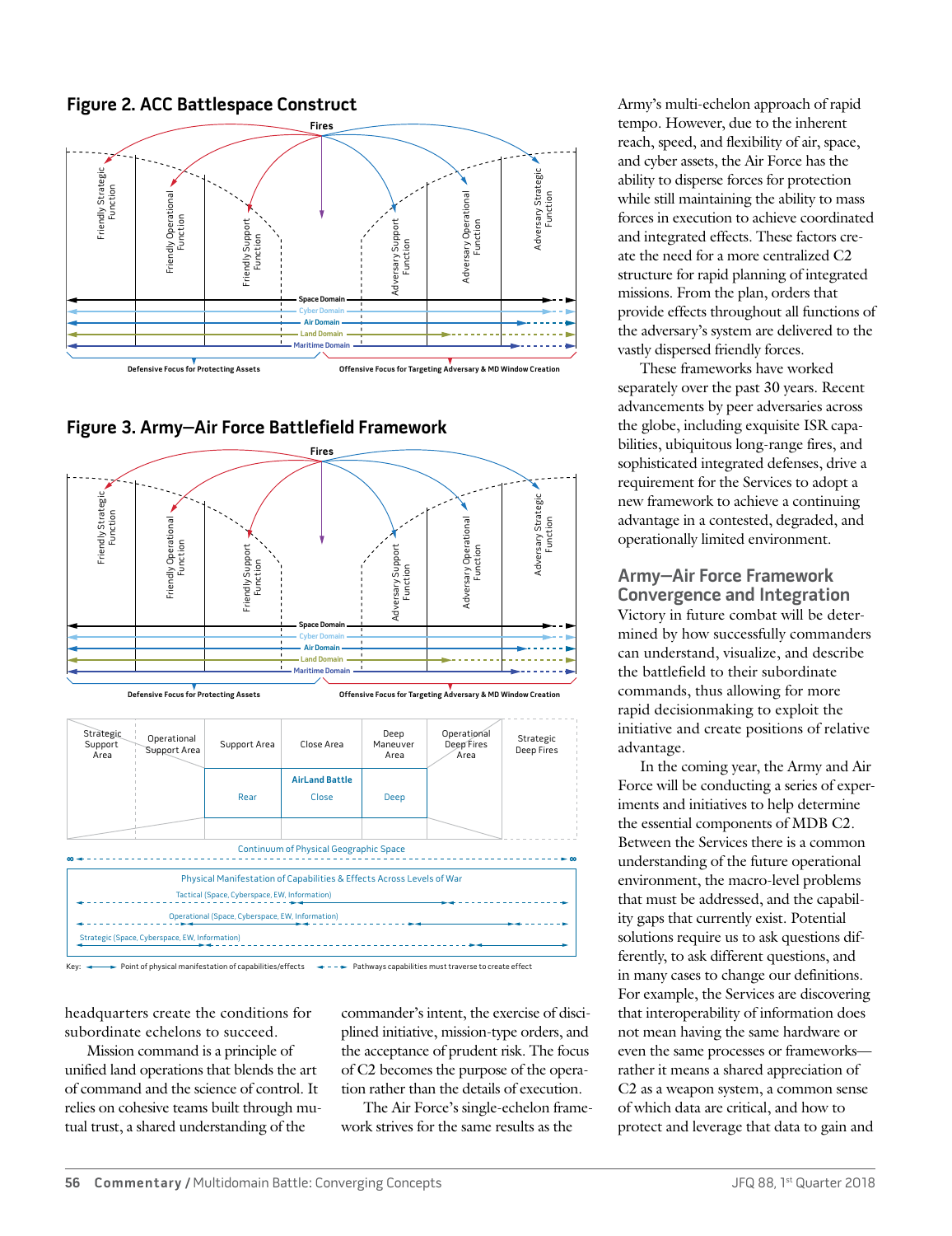**Figure 2. ACC Battlespace Construct**

Fires

Friendly Strategic Function

Friendly Operational Function

Friendly Support Function

Adversary Support Function

Adversary Operational Function

Adversary Strategic Function

Space Domain

Cyber Domain

Air Domain

Land Domain

Maritime Domain

Defensive Focus for Protecting Assets

Offensive Focus for Targeting Adversary & MD Window Creation

**Figure 3. Army–Air Force Battlefield Framework**

Fires

Friendly Strategic Function

Friendly Operational Function

Friendly Support Function

Adversary Support Function

Adversary Operational Function

Adversary Strategic Function

Space Domain

Cyber Domain

Air Domain

Land Domain

Maritime Domain

Defensive Focus for Protecting Assets

Offensive Focus for Targeting Adversary & MD Window Creation

Strategic Support Area

Operational Support Area

Support Area

Close Area

Deep Maneuver Area

Operational Deep Fires Area

Strategic Deep Fires

AirLand Battle

Rear

Close

Deep

Continuum of Physical Geographic Space

Physical Manifestation of Capabilities & Effects Across Levels of War

Tactical (Space, Cyberspace, EW, Information)

Operational (Space, Cyberspace, EW, Information)

Strategic (Space, Cyberspace, EW, Information)

Key: Point of physical manifestation of capabilities/effects; Pathways capabilities must traverse to create effect

headquarters create the conditions for subordinate echelons to succeed.

Mission command is a principle of unified land operations that blends the art of command and the science of control. It relies on cohesive teams built through mutual trust, a shared understanding of the commander's intent, the exercise of disciplined initiative, mission-type orders, and the acceptance of prudent risk. The focus of C2 becomes the purpose of the operation rather than the details of execution.

The Air Force's single-echelon framework strives for the same results as the Army's multi-echelon approach of rapid tempo. However, due to the inherent reach, speed, and flexibility of air, space, and cyber assets, the Air Force has the ability to disperse forces for protection while still maintaining the ability to mass forces in execution to achieve coordinated and integrated effects. These factors create the need for a more centralized C2 structure for rapid planning of integrated missions. From the plan, orders that provide effects throughout all functions of the adversary's system are delivered to the vastly dispersed friendly forces.

These frameworks have worked separately over the past 30 years. Recent advancements by peer adversaries across the globe, including exquisite ISR capabilities, ubiquitous long-range fires, and sophisticated integrated defenses, drive a requirement for the Services to adopt a new framework to achieve a continuing advantage in a contested, degraded, and operationally limited environment.

## Army–Air Force Framework Convergence and Integration

Victory in future combat will be determined by how successfully commanders can understand, visualize, and describe the battlefield to their subordinate commands, thus allowing for more rapid decisionmaking to exploit the initiative and create positions of relative advantage.

In the coming year, the Army and Air Force will be conducting a series of experiments and initiatives to help determine the essential components of MDB C2. Between the Services there is a common understanding of the future operational environment, the macro-level problems that must be addressed, and the capability gaps that currently exist. Potential solutions require us to ask questions differently, to ask different questions, and in many cases to change our definitions. For example, the Services are discovering that interoperability of information does not mean having the same hardware or even the same processes or frameworks—rather it means a shared appreciation of C2 as a weapon system, a common sense of which data are critical, and how to protect and leverage that data to gain and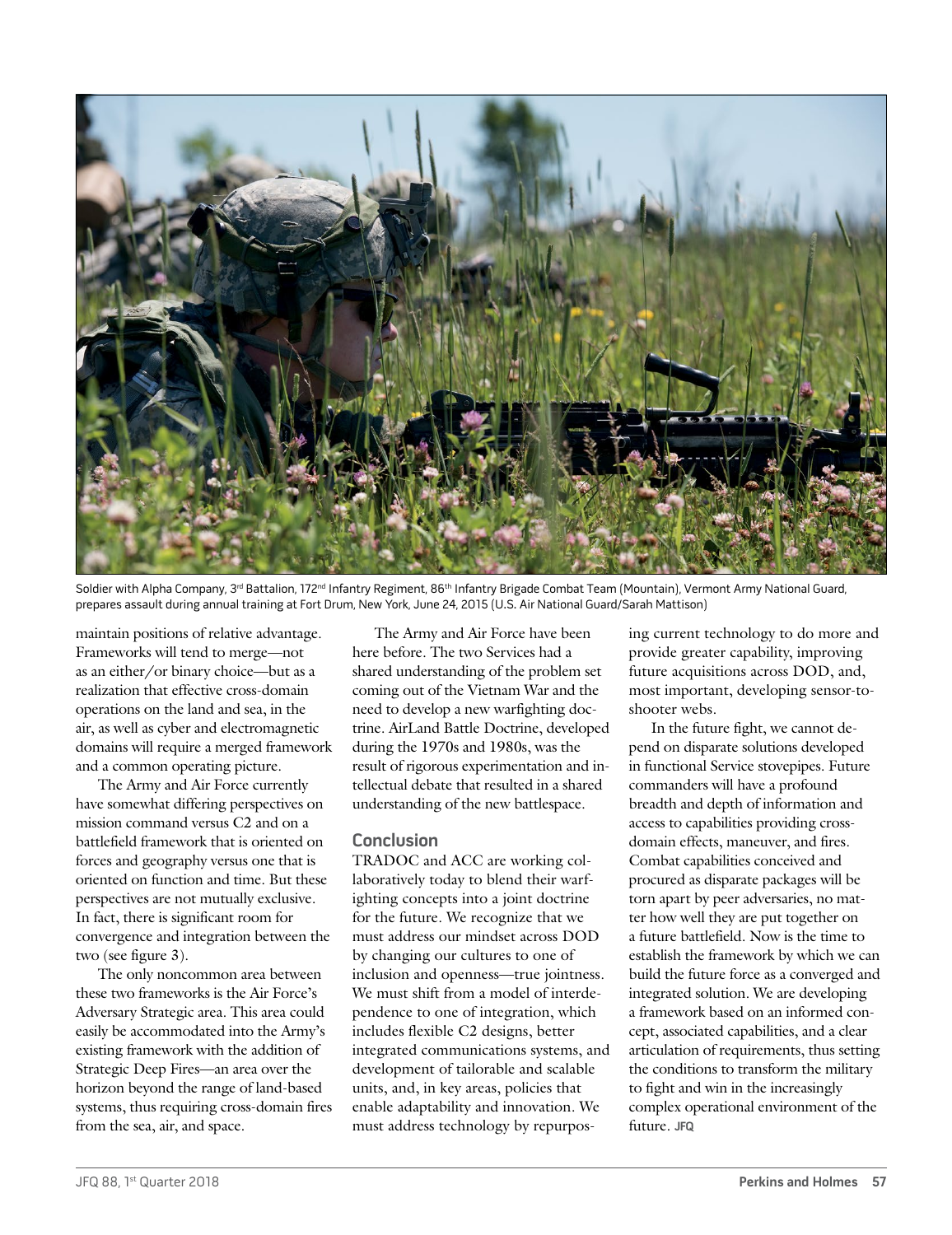Soldier with Alpha Company, 3rd Battalion, 172nd Infantry Regiment, 86th Infantry Brigade Combat Team (Mountain), Vermont Army National Guard, prepares assault during annual training at Fort Drum, New York, June 24, 2015 (U.S. Air National Guard/Sarah Mattison)

maintain positions of relative advantage. Frameworks will tend to merge—not as an either/or binary choice—but as a realization that effective cross-domain operations on the land and sea, in the air, as well as cyber and electromagnetic domains will require a merged framework and a common operating picture.

The Army and Air Force currently have somewhat differing perspectives on mission command versus C2 and on a battlefield framework that is oriented on forces and geography versus one that is oriented on function and time. But these perspectives are not mutually exclusive. In fact, there is significant room for convergence and integration between the two (see figure 3).

The only noncommon area between these two frameworks is the Air Force's Adversary Strategic area. This area could easily be accommodated into the Army's existing framework with the addition of Strategic Deep Fires—an area over the horizon beyond the range of land-based systems, thus requiring cross-domain fires from the sea, air, and space.

The Army and Air Force have been here before. The two Services had a shared understanding of the problem set coming out of the Vietnam War and the need to develop a new warfighting doctrine. AirLand Battle Doctrine, developed during the 1970s and 1980s, was the result of rigorous experimentation and intellectual debate that resulted in a shared understanding of the new battlespace.

## Conclusion

TRADOC and ACC are working collaboratively today to blend their warfighting concepts into a joint doctrine for the future. We recognize that we must address our mindset across DOD by changing our cultures to one of inclusion and openness—true jointness. We must shift from a model of interdependence to one of integration, which includes flexible C2 designs, better integrated communications systems, and development of tailorable and scalable units, and, in key areas, policies that enable adaptability and innovation. We must address technology by repurposing current technology to do more and provide greater capability, improving future acquisitions across DOD, and, most important, developing sensor-to-shooter webs.

In the future fight, we cannot depend on disparate solutions developed in functional Service stovepipes. Future commanders will have a profound breadth and depth of information and access to capabilities providing cross-domain effects, maneuver, and fires. Combat capabilities conceived and procured as disparate packages will be torn apart by peer adversaries, no matter how well they are put together on a future battlefield. Now is the time to establish the framework by which we can build the future force as a converged and integrated solution. We are developing a framework based on an informed concept, associated capabilities, and a clear articulation of requirements, thus setting the conditions to transform the military to fight and win in the increasingly complex operational environment of the future. JFQ